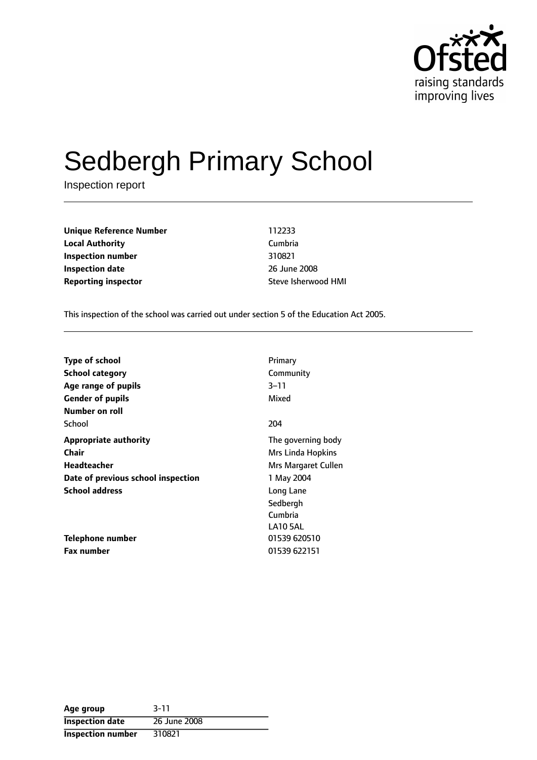# Sedbergh Primary School

Inspection report

| | |
|---|---|
| **Unique Reference Number** | 112233 |
| **Local Authority** | Cumbria |
| **Inspection number** | 310821 |
| **Inspection date** | 26 June 2008 |
| **Reporting inspector** | Steve Isherwood HMI |

This inspection of the school was carried out under section 5 of the Education Act 2005.

| | |
|---|---|
| **Type of school** | Primary |
| **School category** | Community |
| **Age range of pupils** | 3–11 |
| **Gender of pupils** | Mixed |
| **Number on roll** | |
| School | 204 |
| **Appropriate authority** | The governing body |
| **Chair** | Mrs Linda Hopkins |
| **Headteacher** | Mrs Margaret Cullen |
| **Date of previous school inspection** | 1 May 2004 |
| **School address** | Long Lane<br>Sedbergh<br>Cumbria<br>LA10 5AL |
| **Telephone number** | 01539 620510 |
| **Fax number** | 01539 622151 |

| | |
|---|---|
| **Age group** | 3-11 |
| **Inspection date** | 26 June 2008 |
| **Inspection number** | 310821 |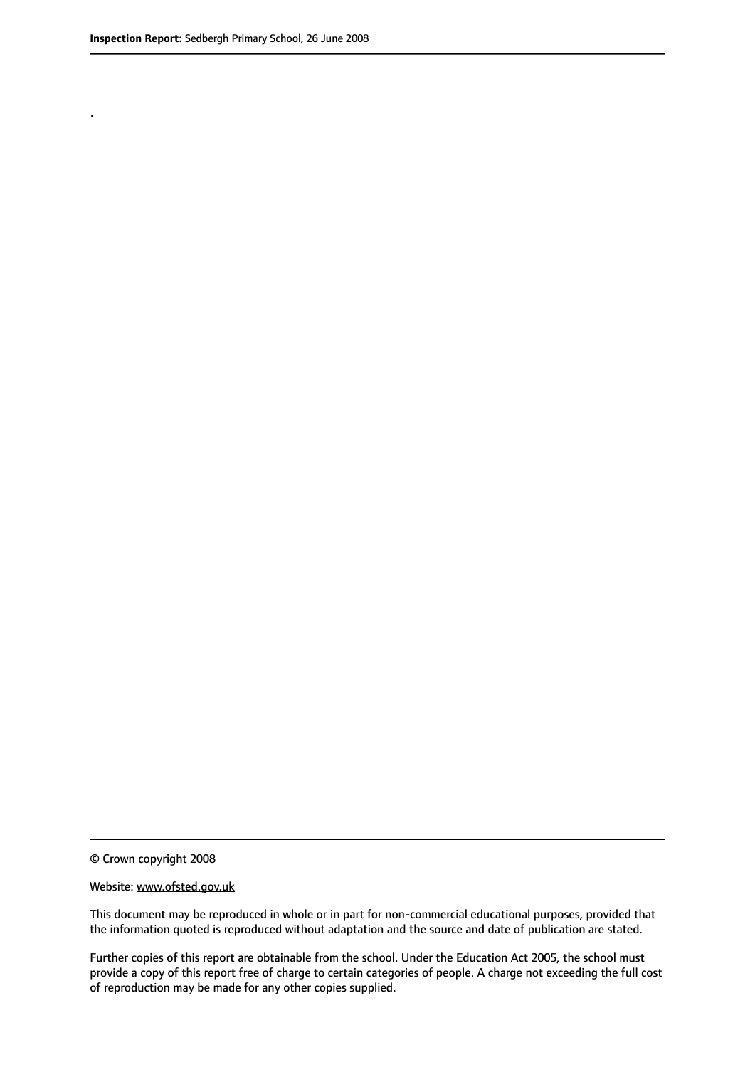.

© Crown copyright 2008

Website: www.ofsted.gov.uk

This document may be reproduced in whole or in part for non-commercial educational purposes, provided that the information quoted is reproduced without adaptation and the source and date of publication are stated.

Further copies of this report are obtainable from the school. Under the Education Act 2005, the school must provide a copy of this report free of charge to certain categories of people. A charge not exceeding the full cost of reproduction may be made for any other copies supplied.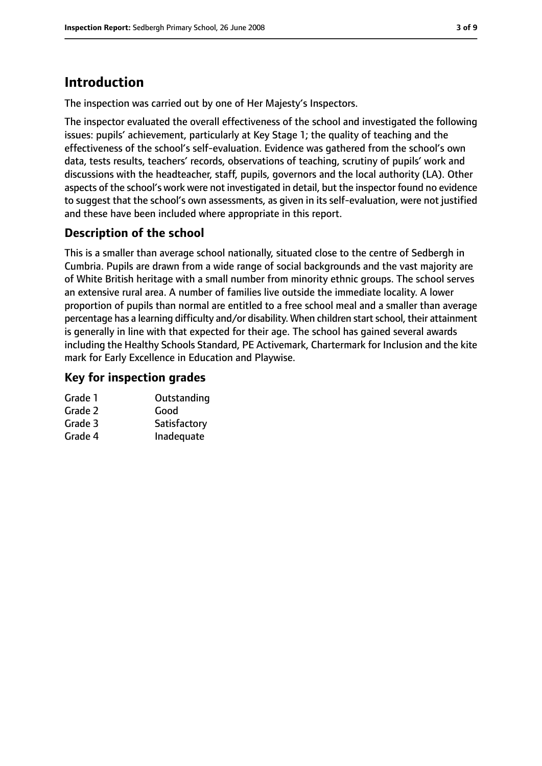# Introduction

The inspection was carried out by one of Her Majesty's Inspectors.

The inspector evaluated the overall effectiveness of the school and investigated the following issues: pupils' achievement, particularly at Key Stage 1; the quality of teaching and the effectiveness of the school's self-evaluation. Evidence was gathered from the school's own data, tests results, teachers' records, observations of teaching, scrutiny of pupils' work and discussions with the headteacher, staff, pupils, governors and the local authority (LA). Other aspects of the school's work were not investigated in detail, but the inspector found no evidence to suggest that the school's own assessments, as given in its self-evaluation, were not justified and these have been included where appropriate in this report.

## Description of the school

This is a smaller than average school nationally, situated close to the centre of Sedbergh in Cumbria. Pupils are drawn from a wide range of social backgrounds and the vast majority are of White British heritage with a small number from minority ethnic groups. The school serves an extensive rural area. A number of families live outside the immediate locality. A lower proportion of pupils than normal are entitled to a free school meal and a smaller than average percentage has a learning difficulty and/or disability. When children start school, their attainment is generally in line with that expected for their age. The school has gained several awards including the Healthy Schools Standard, PE Activemark, Chartermark for Inclusion and the kite mark for Early Excellence in Education and Playwise.

## Key for inspection grades

| | |
|---|---|
| Grade 1 | Outstanding |
| Grade 2 | Good |
| Grade 3 | Satisfactory |
| Grade 4 | Inadequate |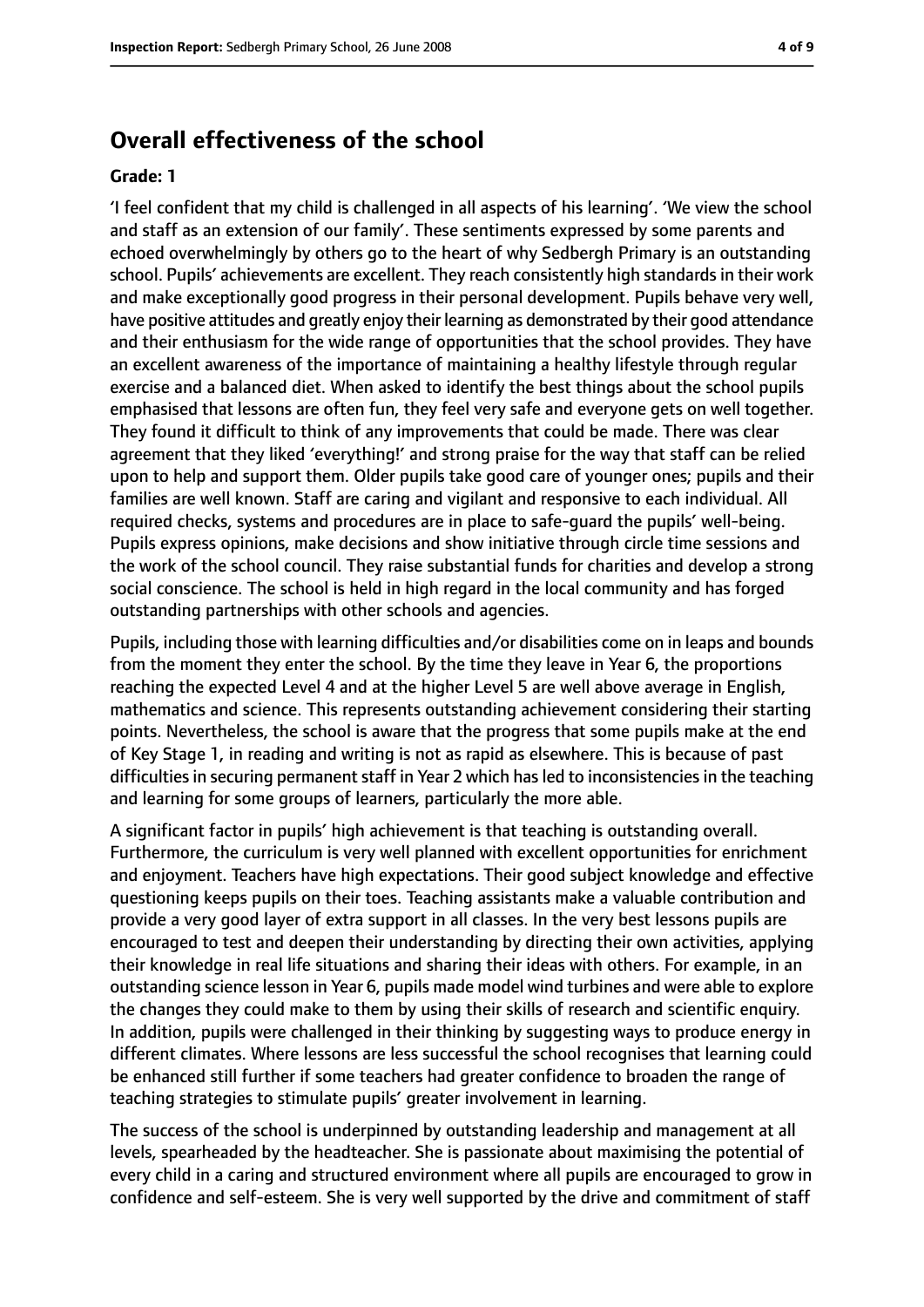## Overall effectiveness of the school

**Grade: 1**

'I feel confident that my child is challenged in all aspects of his learning'. 'We view the school and staff as an extension of our family'. These sentiments expressed by some parents and echoed overwhelmingly by others go to the heart of why Sedbergh Primary is an outstanding school. Pupils' achievements are excellent. They reach consistently high standards in their work and make exceptionally good progress in their personal development. Pupils behave very well, have positive attitudes and greatly enjoy their learning as demonstrated by their good attendance and their enthusiasm for the wide range of opportunities that the school provides. They have an excellent awareness of the importance of maintaining a healthy lifestyle through regular exercise and a balanced diet. When asked to identify the best things about the school pupils emphasised that lessons are often fun, they feel very safe and everyone gets on well together. They found it difficult to think of any improvements that could be made. There was clear agreement that they liked 'everything!' and strong praise for the way that staff can be relied upon to help and support them. Older pupils take good care of younger ones; pupils and their families are well known. Staff are caring and vigilant and responsive to each individual. All required checks, systems and procedures are in place to safe-guard the pupils' well-being. Pupils express opinions, make decisions and show initiative through circle time sessions and the work of the school council. They raise substantial funds for charities and develop a strong social conscience. The school is held in high regard in the local community and has forged outstanding partnerships with other schools and agencies.

Pupils, including those with learning difficulties and/or disabilities come on in leaps and bounds from the moment they enter the school. By the time they leave in Year 6, the proportions reaching the expected Level 4 and at the higher Level 5 are well above average in English, mathematics and science. This represents outstanding achievement considering their starting points. Nevertheless, the school is aware that the progress that some pupils make at the end of Key Stage 1, in reading and writing is not as rapid as elsewhere. This is because of past difficulties in securing permanent staff in Year 2 which has led to inconsistencies in the teaching and learning for some groups of learners, particularly the more able.

A significant factor in pupils' high achievement is that teaching is outstanding overall. Furthermore, the curriculum is very well planned with excellent opportunities for enrichment and enjoyment. Teachers have high expectations. Their good subject knowledge and effective questioning keeps pupils on their toes. Teaching assistants make a valuable contribution and provide a very good layer of extra support in all classes. In the very best lessons pupils are encouraged to test and deepen their understanding by directing their own activities, applying their knowledge in real life situations and sharing their ideas with others. For example, in an outstanding science lesson in Year 6, pupils made model wind turbines and were able to explore the changes they could make to them by using their skills of research and scientific enquiry. In addition, pupils were challenged in their thinking by suggesting ways to produce energy in different climates. Where lessons are less successful the school recognises that learning could be enhanced still further if some teachers had greater confidence to broaden the range of teaching strategies to stimulate pupils' greater involvement in learning.

The success of the school is underpinned by outstanding leadership and management at all levels, spearheaded by the headteacher. She is passionate about maximising the potential of every child in a caring and structured environment where all pupils are encouraged to grow in confidence and self-esteem. She is very well supported by the drive and commitment of staff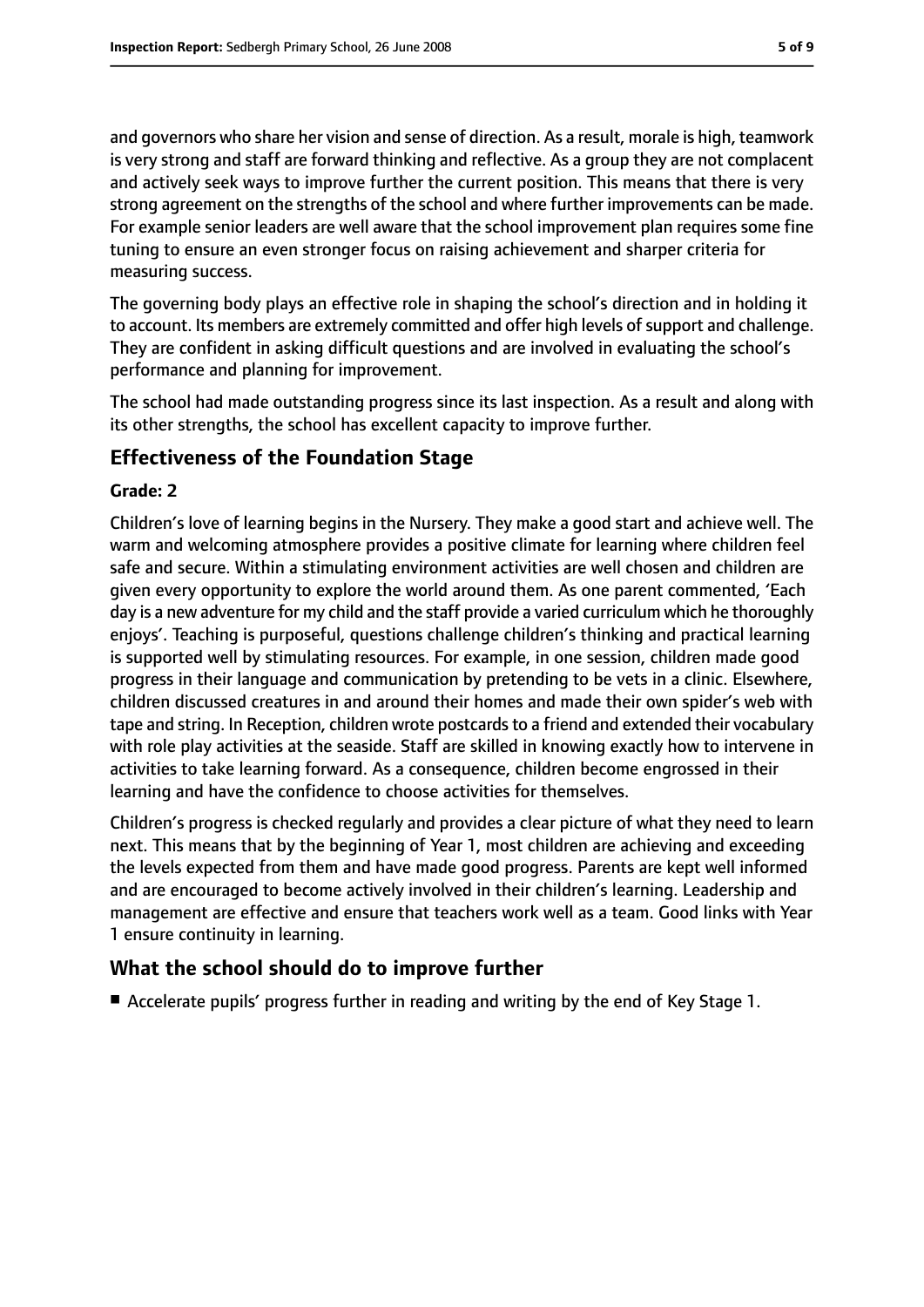and governors who share her vision and sense of direction. As a result, morale is high, teamwork is very strong and staff are forward thinking and reflective. As a group they are not complacent and actively seek ways to improve further the current position. This means that there is very strong agreement on the strengths of the school and where further improvements can be made. For example senior leaders are well aware that the school improvement plan requires some fine tuning to ensure an even stronger focus on raising achievement and sharper criteria for measuring success.

The governing body plays an effective role in shaping the school's direction and in holding it to account. Its members are extremely committed and offer high levels of support and challenge. They are confident in asking difficult questions and are involved in evaluating the school's performance and planning for improvement.

The school had made outstanding progress since its last inspection. As a result and along with its other strengths, the school has excellent capacity to improve further.

## Effectiveness of the Foundation Stage

**Grade: 2**

Children's love of learning begins in the Nursery. They make a good start and achieve well. The warm and welcoming atmosphere provides a positive climate for learning where children feel safe and secure. Within a stimulating environment activities are well chosen and children are given every opportunity to explore the world around them. As one parent commented, 'Each day is a new adventure for my child and the staff provide a varied curriculum which he thoroughly enjoys'. Teaching is purposeful, questions challenge children's thinking and practical learning is supported well by stimulating resources. For example, in one session, children made good progress in their language and communication by pretending to be vets in a clinic. Elsewhere, children discussed creatures in and around their homes and made their own spider's web with tape and string. In Reception, children wrote postcards to a friend and extended their vocabulary with role play activities at the seaside. Staff are skilled in knowing exactly how to intervene in activities to take learning forward. As a consequence, children become engrossed in their learning and have the confidence to choose activities for themselves.

Children's progress is checked regularly and provides a clear picture of what they need to learn next. This means that by the beginning of Year 1, most children are achieving and exceeding the levels expected from them and have made good progress. Parents are kept well informed and are encouraged to become actively involved in their children's learning. Leadership and management are effective and ensure that teachers work well as a team. Good links with Year 1 ensure continuity in learning.

## What the school should do to improve further

- Accelerate pupils' progress further in reading and writing by the end of Key Stage 1.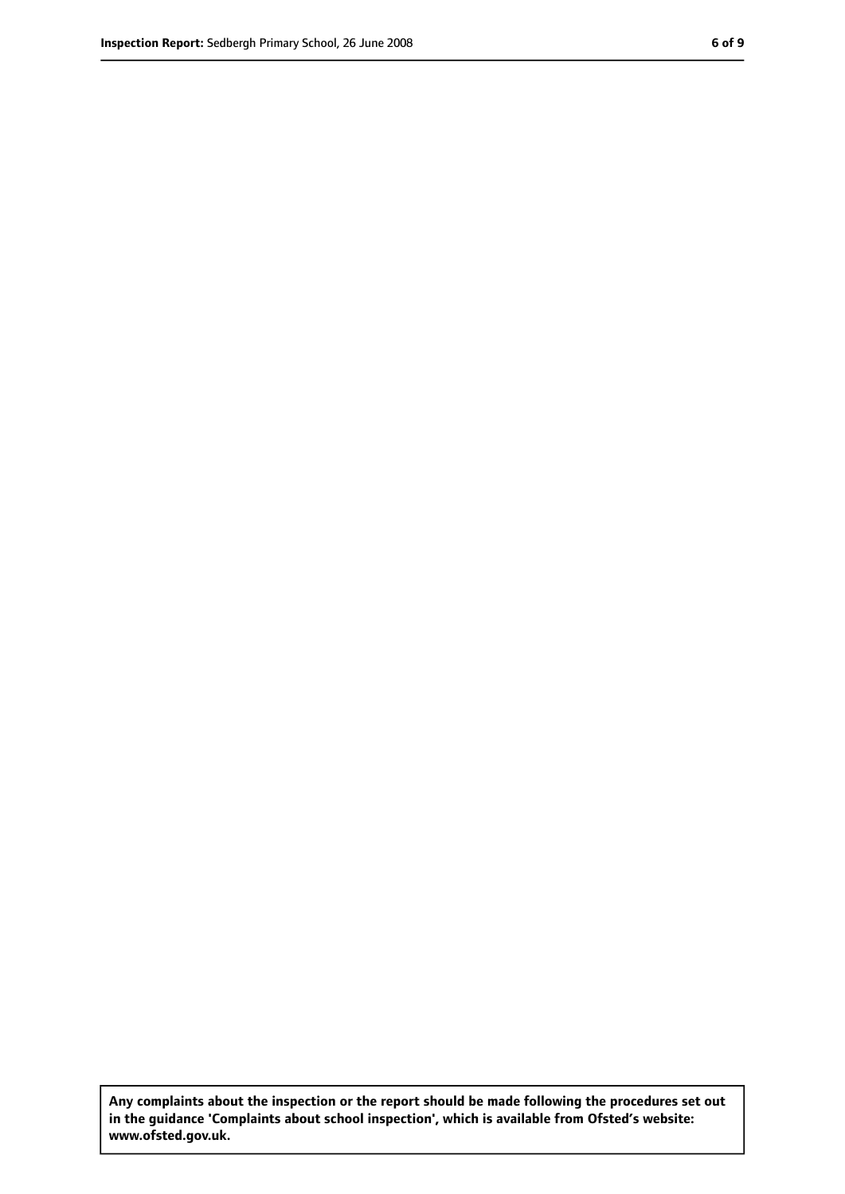**Any complaints about the inspection or the report should be made following the procedures set out in the guidance 'Complaints about school inspection', which is available from Ofsted's website: www.ofsted.gov.uk.**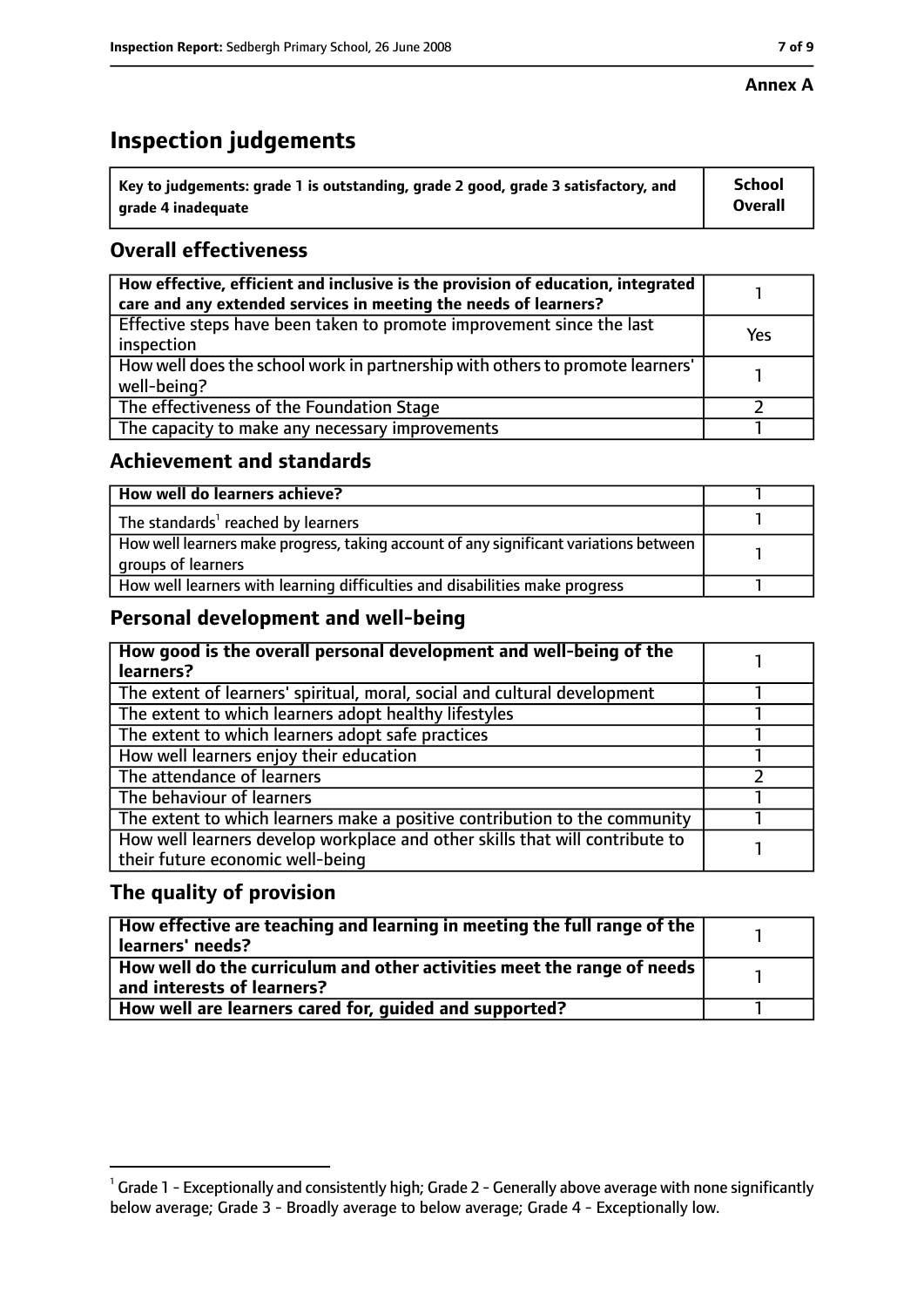**Annex A**

# Inspection judgements

| Key to judgements: grade 1 is outstanding, grade 2 good, grade 3 satisfactory, and grade 4 inadequate | School Overall |
|---|---|

## Overall effectiveness

| | |
|---|---|
| How effective, efficient and inclusive is the provision of education, integrated care and any extended services in meeting the needs of learners? | 1 |
| Effective steps have been taken to promote improvement since the last inspection | Yes |
| How well does the school work in partnership with others to promote learners' well-being? | 1 |
| The effectiveness of the Foundation Stage | 2 |
| The capacity to make any necessary improvements | 1 |

## Achievement and standards

| | |
|---|---|
| **How well do learners achieve?** | 1 |
| The standards[1] reached by learners | 1 |
| How well learners make progress, taking account of any significant variations between groups of learners | 1 |
| How well learners with learning difficulties and disabilities make progress | 1 |

## Personal development and well-being

| | |
|---|---|
| **How good is the overall personal development and well-being of the learners?** | 1 |
| The extent of learners' spiritual, moral, social and cultural development | 1 |
| The extent to which learners adopt healthy lifestyles | 1 |
| The extent to which learners adopt safe practices | 1 |
| How well learners enjoy their education | 1 |
| The attendance of learners | 2 |
| The behaviour of learners | 1 |
| The extent to which learners make a positive contribution to the community | 1 |
| How well learners develop workplace and other skills that will contribute to their future economic well-being | 1 |

## The quality of provision

| | |
|---|---|
| **How effective are teaching and learning in meeting the full range of the learners' needs?** | 1 |
| **How well do the curriculum and other activities meet the range of needs and interests of learners?** | 1 |
| **How well are learners cared for, guided and supported?** | 1 |

[1] Grade 1 - Exceptionally and consistently high; Grade 2 - Generally above average with none significantly below average; Grade 3 - Broadly average to below average; Grade 4 - Exceptionally low.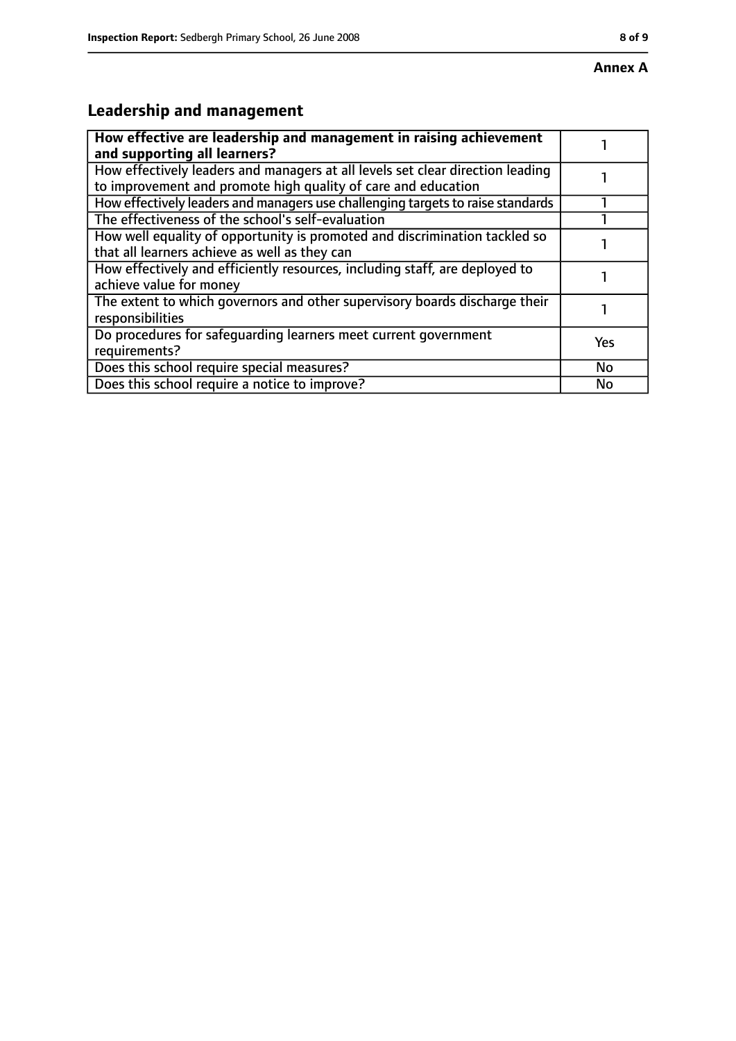**Annex A**

## Leadership and management

| How effective are leadership and management in raising achievement and supporting all learners? | 1 |
|---|---|
| How effectively leaders and managers at all levels set clear direction leading to improvement and promote high quality of care and education | 1 |
| How effectively leaders and managers use challenging targets to raise standards | 1 |
| The effectiveness of the school's self-evaluation | 1 |
| How well equality of opportunity is promoted and discrimination tackled so that all learners achieve as well as they can | 1 |
| How effectively and efficiently resources, including staff, are deployed to achieve value for money | 1 |
| The extent to which governors and other supervisory boards discharge their responsibilities | 1 |
| Do procedures for safeguarding learners meet current government requirements? | Yes |
| Does this school require special measures? | No |
| Does this school require a notice to improve? | No |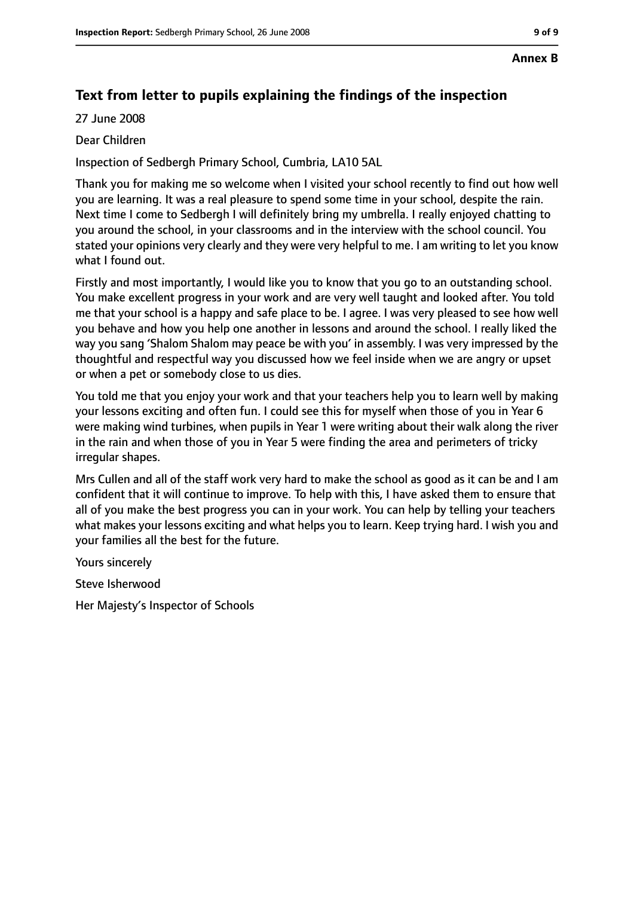**Annex B**

## Text from letter to pupils explaining the findings of the inspection

27 June 2008

Dear Children

Inspection of Sedbergh Primary School, Cumbria, LA10 5AL

Thank you for making me so welcome when I visited your school recently to find out how well you are learning. It was a real pleasure to spend some time in your school, despite the rain. Next time I come to Sedbergh I will definitely bring my umbrella. I really enjoyed chatting to you around the school, in your classrooms and in the interview with the school council. You stated your opinions very clearly and they were very helpful to me. I am writing to let you know what I found out.

Firstly and most importantly, I would like you to know that you go to an outstanding school. You make excellent progress in your work and are very well taught and looked after. You told me that your school is a happy and safe place to be. I agree. I was very pleased to see how well you behave and how you help one another in lessons and around the school. I really liked the way you sang 'Shalom Shalom may peace be with you' in assembly. I was very impressed by the thoughtful and respectful way you discussed how we feel inside when we are angry or upset or when a pet or somebody close to us dies.

You told me that you enjoy your work and that your teachers help you to learn well by making your lessons exciting and often fun. I could see this for myself when those of you in Year 6 were making wind turbines, when pupils in Year 1 were writing about their walk along the river in the rain and when those of you in Year 5 were finding the area and perimeters of tricky irregular shapes.

Mrs Cullen and all of the staff work very hard to make the school as good as it can be and I am confident that it will continue to improve. To help with this, I have asked them to ensure that all of you make the best progress you can in your work. You can help by telling your teachers what makes your lessons exciting and what helps you to learn. Keep trying hard. I wish you and your families all the best for the future.

Yours sincerely

Steve Isherwood

Her Majesty's Inspector of Schools